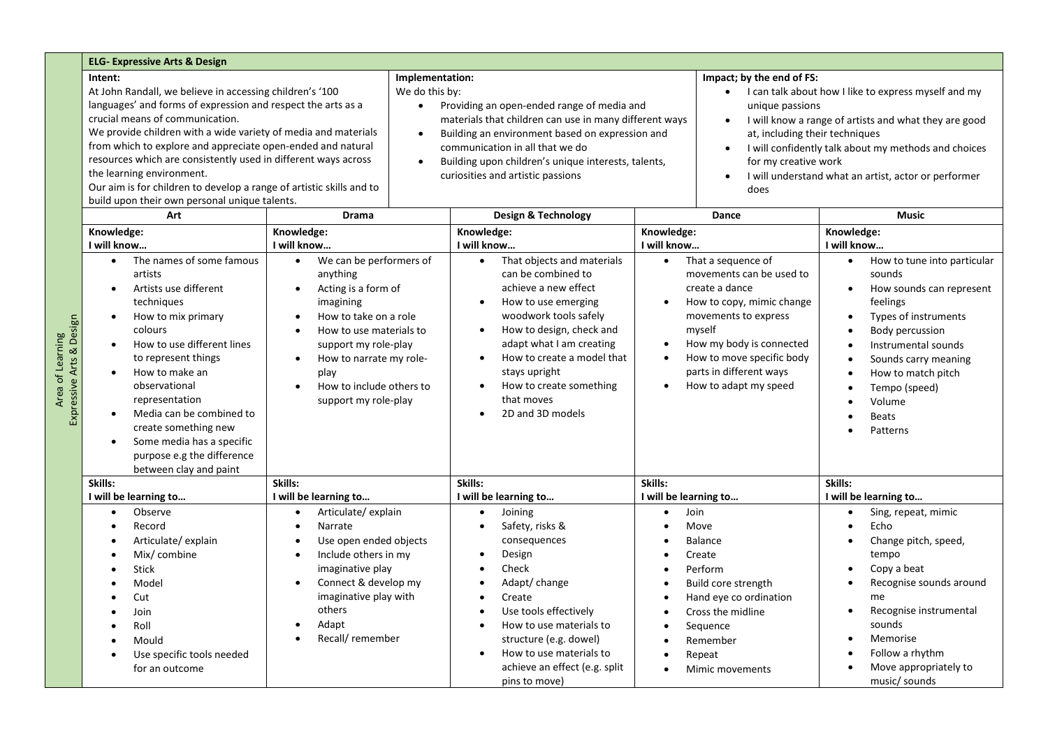## ELG- Expressive Arts & Design

*Area of Learning: Expressive Arts & Design*

| Intent: | Implementation: | Impact; by the end of FS: |
| --- | --- | --- |
| At John Randall, we believe in accessing children's '100 languages' and forms of expression and respect the arts as a crucial means of communication.<br>We provide children with a wide variety of media and materials from which to explore and appreciate open-ended and natural resources which are consistently used in different ways across the learning environment.<br>Our aim is for children to develop a range of artistic skills and to build upon their own personal unique talents. | We do this by:<br>• Providing an open-ended range of media and materials that children can use in many different ways<br>• Building an environment based on expression and communication in all that we do<br>• Building upon children's unique interests, talents, curiosities and artistic passions | • I can talk about how I like to express myself and my unique passions<br>• I will know a range of artists and what they are good at, including their techniques<br>• I will confidently talk about my methods and choices for my creative work<br>• I will understand what an artist, actor or performer does |

| Art | Drama | Design & Technology | Dance | Music |
| --- | --- | --- | --- | --- |
| **Knowledge:**<br>**I will know…** | **Knowledge:**<br>**I will know…** | **Knowledge:**<br>**I will know…** | **Knowledge:**<br>**I will know…** | **Knowledge:**<br>**I will know…** |
| • The names of some famous artists<br>• Artists use different techniques<br>• How to mix primary colours<br>• How to use different lines to represent things<br>• How to make an observational representation<br>• Media can be combined to create something new<br>• Some media has a specific purpose e.g the difference between clay and paint | • We can be performers of anything<br>• Acting is a form of imagining<br>• How to take on a role<br>• How to use materials to support my role-play<br>• How to narrate my role-play<br>• How to include others to support my role-play | • That objects and materials can be combined to achieve a new effect<br>• How to use emerging woodwork tools safely<br>• How to design, check and adapt what I am creating<br>• How to create a model that stays upright<br>• How to create something that moves<br>• 2D and 3D models | • That a sequence of movements can be used to create a dance<br>• How to copy, mimic change movements to express myself<br>• How my body is connected<br>• How to move specific body parts in different ways<br>• How to adapt my speed | • How to tune into particular sounds<br>• How sounds can represent feelings<br>• Types of instruments<br>• Body percussion<br>• Instrumental sounds<br>• Sounds carry meaning<br>• How to match pitch<br>• Tempo (speed)<br>• Volume<br>• Beats<br>• Patterns |
| **Skills:**<br>**I will be learning to…** | **Skills:**<br>**I will be learning to…** | **Skills:**<br>**I will be learning to…** | **Skills:**<br>**I will be learning to…** | **Skills:**<br>**I will be learning to…** |
| • Observe<br>• Record<br>• Articulate/ explain<br>• Mix/ combine<br>• Stick<br>• Model<br>• Cut<br>• Join<br>• Roll<br>• Mould<br>• Use specific tools needed for an outcome | • Articulate/ explain<br>• Narrate<br>• Use open ended objects<br>• Include others in my imaginative play<br>• Connect & develop my imaginative play with others<br>• Adapt<br>• Recall/ remember | • Joining<br>• Safety, risks & consequences<br>• Design<br>• Check<br>• Adapt/ change<br>• Create<br>• Use tools effectively<br>• How to use materials to structure (e.g. dowel)<br>• How to use materials to achieve an effect (e.g. split pins to move) | • Join<br>• Move<br>• Balance<br>• Create<br>• Perform<br>• Build core strength<br>• Hand eye co ordination<br>• Cross the midline<br>• Sequence<br>• Remember<br>• Repeat<br>• Mimic movements | • Sing, repeat, mimic<br>• Echo<br>• Change pitch, speed, tempo<br>• Copy a beat<br>• Recognise sounds around me<br>• Recognise instrumental sounds<br>• Memorise<br>• Follow a rhythm<br>• Move appropriately to music/ sounds |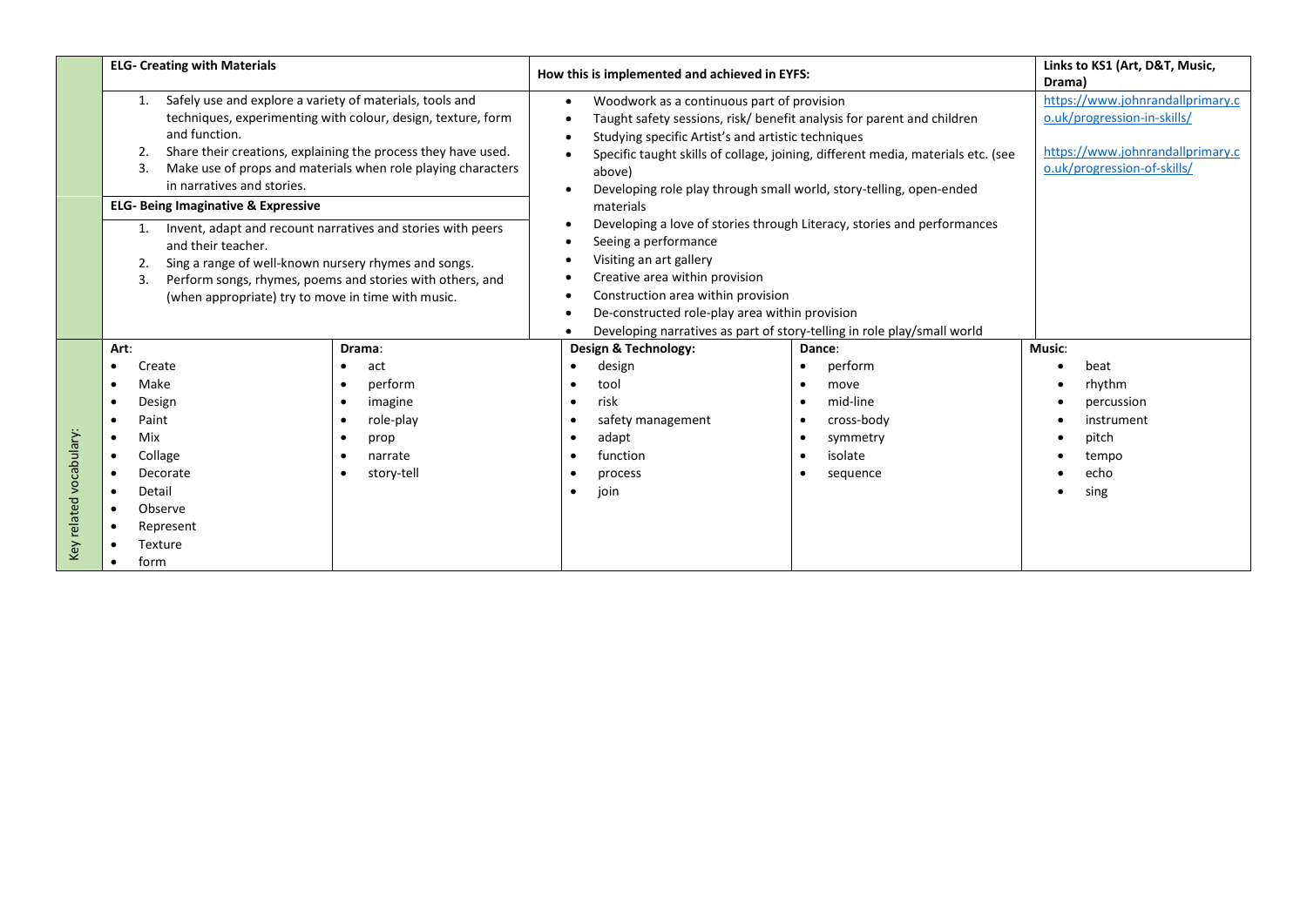| | | | | | |
|---|---|---|---|---|---|
| | **ELG- Creating with Materials**<br>1. Safely use and explore a variety of materials, tools and techniques, experimenting with colour, design, texture, form and function.<br>2. Share their creations, explaining the process they have used.<br>3. Make use of props and materials when role playing characters in narratives and stories.<br><br>**ELG- Being Imaginative & Expressive**<br>1. Invent, adapt and recount narratives and stories with peers and their teacher.<br>2. Sing a range of well-known nursery rhymes and songs.<br>3. Perform songs, rhymes, poems and stories with others, and (when appropriate) try to move in time with music. | | **How this is implemented and achieved in EYFS:**<br>• Woodwork as a continuous part of provision<br>• Taught safety sessions, risk/ benefit analysis for parent and children<br>• Studying specific Artist's and artistic techniques<br>• Specific taught skills of collage, joining, different media, materials etc. (see above)<br>• Developing role play through small world, story-telling, open-ended materials<br>• Developing a love of stories through Literacy, stories and performances<br>• Seeing a performance<br>• Visiting an art gallery<br>• Creative area within provision<br>• Construction area within provision<br>• De-constructed role-play area within provision<br>• Developing narratives as part of story-telling in role play/small world | | **Links to KS1 (Art, D&T, Music, Drama)**<br>https://www.johnrandallprimary.co.uk/progression-in-skills/<br><br>https://www.johnrandallprimary.co.uk/progression-of-skills/ |
| Key related vocabulary: | **Art**:<br>• Create<br>• Make<br>• Design<br>• Paint<br>• Mix<br>• Collage<br>• Decorate<br>• Detail<br>• Observe<br>• Represent<br>• Texture<br>• form | **Drama**:<br>• act<br>• perform<br>• imagine<br>• role-play<br>• prop<br>• narrate<br>• story-tell | **Design & Technology**:<br>• design<br>• tool<br>• risk<br>• safety management<br>• adapt<br>• function<br>• process<br>• join | **Dance**:<br>• perform<br>• move<br>• mid-line<br>• cross-body<br>• symmetry<br>• isolate<br>• sequence | **Music**:<br>• beat<br>• rhythm<br>• percussion<br>• instrument<br>• pitch<br>• tempo<br>• echo<br>• sing |